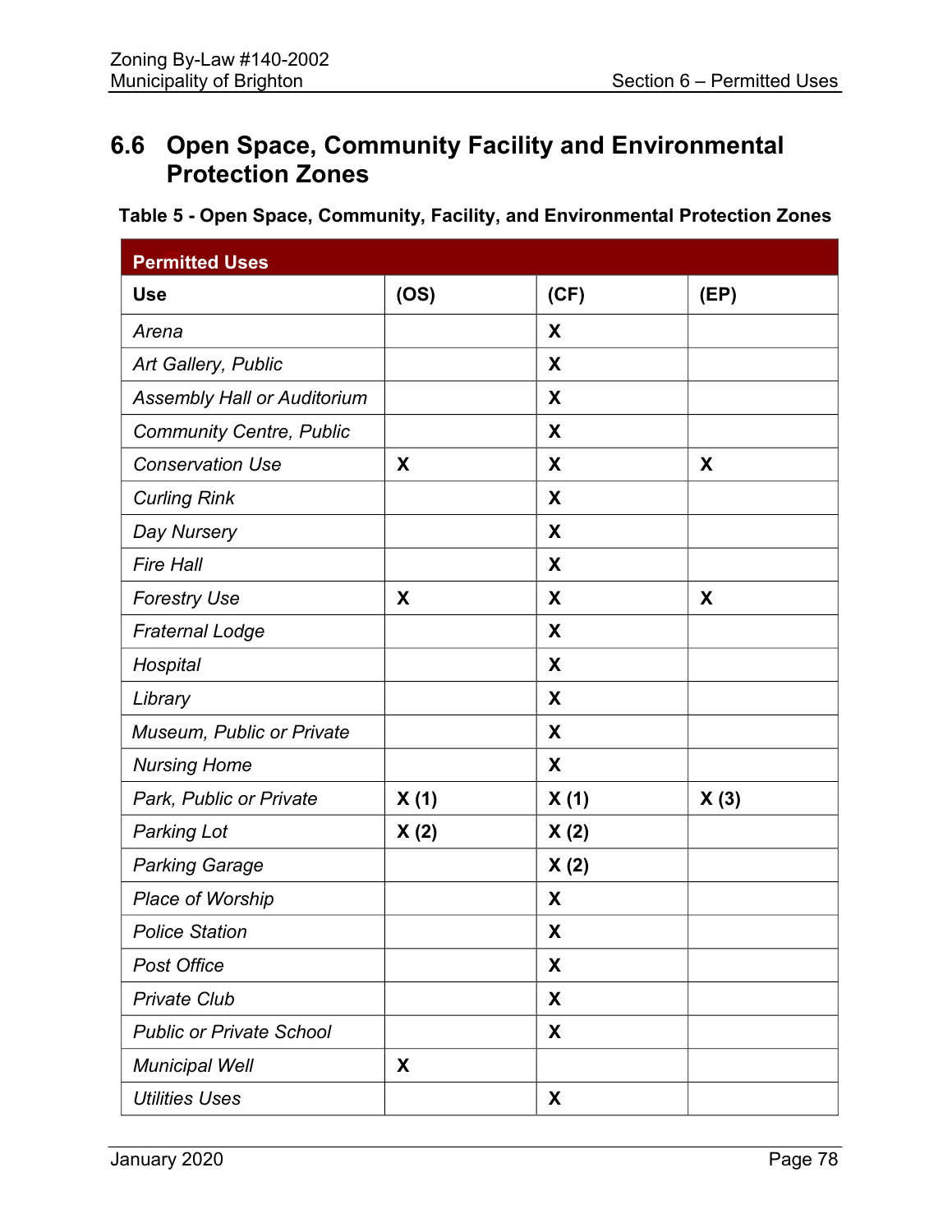## 6.6 Open Space, Community Facility and Environmental Protection Zones

**Table 5 - Open Space, Community, Facility, and Environmental Protection Zones**

| **Permitted Uses** | | | |
|---|---|---|---|
| **Use** | **(OS)** | **(CF)** | **(EP)** |
| *Arena* | | **X** | |
| *Art Gallery, Public* | | **X** | |
| *Assembly Hall or Auditorium* | | **X** | |
| *Community Centre, Public* | | **X** | |
| *Conservation Use* | **X** | **X** | **X** |
| *Curling Rink* | | **X** | |
| *Day Nursery* | | **X** | |
| *Fire Hall* | | **X** | |
| *Forestry Use* | **X** | **X** | **X** |
| *Fraternal Lodge* | | **X** | |
| *Hospital* | | **X** | |
| *Library* | | **X** | |
| *Museum, Public or Private* | | **X** | |
| *Nursing Home* | | **X** | |
| *Park, Public or Private* | **X (1)** | **X (1)** | **X (3)** |
| *Parking Lot* | **X (2)** | **X (2)** | |
| *Parking Garage* | | **X (2)** | |
| *Place of Worship* | | **X** | |
| *Police Station* | | **X** | |
| *Post Office* | | **X** | |
| *Private Club* | | **X** | |
| *Public or Private School* | | **X** | |
| *Municipal Well* | **X** | | |
| *Utilities Uses* | | **X** | |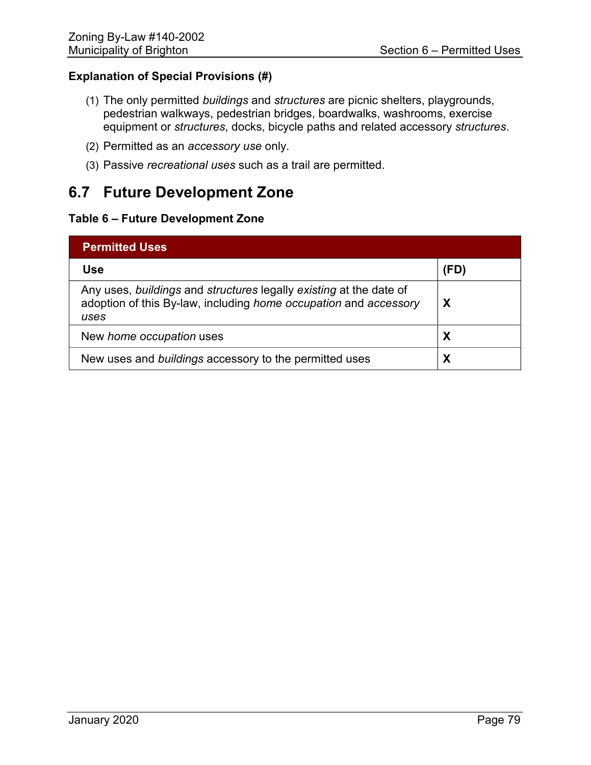**Explanation of Special Provisions (#)**

(1) The only permitted *buildings* and *structures* are picnic shelters, playgrounds, pedestrian walkways, pedestrian bridges, boardwalks, washrooms, exercise equipment or *structures*, docks, bicycle paths and related accessory *structures*.

(2) Permitted as an *accessory use* only.

(3) Passive *recreational uses* such as a trail are permitted.

## 6.7 Future Development Zone

**Table 6 – Future Development Zone**

| Permitted Uses | |
|---|---|
| **Use** | **(FD)** |
| Any uses, *buildings* and *structures* legally *existing* at the date of adoption of this By-law, including *home occupation* and *accessory uses* | **X** |
| New *home occupation* uses | **X** |
| New uses and *buildings* accessory to the permitted uses | **X** |